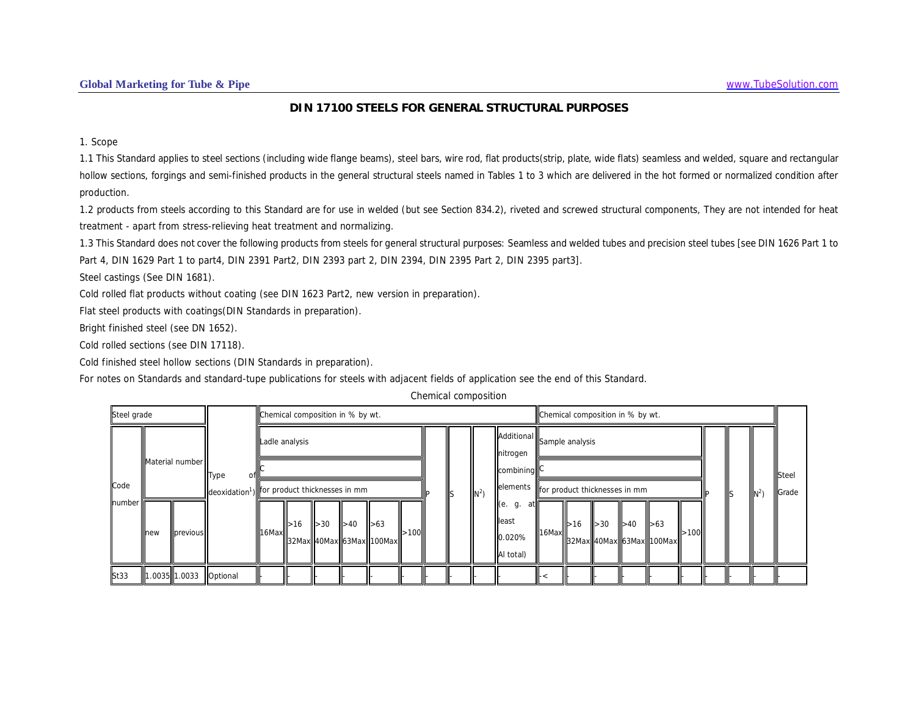## DIN 17100 STEELS FOR GENERAL STRUCTURAL PURPOSES

1. Scope

1.1 This Standard applies to steel sections (including wide flange beams), steel bars, wire rod, flat products(strip, plate, wide flats) seamless and welded, square and rectangular hollow sections, forgings and semi-finished products in the general structural steels named in Tables 1 to 3 which are delivered in the hot formed or normalized condition after production.

1.2 products from steels according to this Standard are for use in welded (but see Section 834.2), riveted and screwed structural components, They are not intended for heat treatment - apart from stress-relieving heat treatment and normalizing.

1.3 This Standard does not cover the following products from steels for general structural purposes: Seamless and welded tubes and precision steel tubes [see DIN 1626 Part 1 to Part 4, DIN 1629 Part 1 to part4, DIN 2391 Part2, DIN 2393 part 2, DIN 2394, DIN 2395 Part 2, DIN 2395 part3].

Steel castings (See DIN 1681).

Cold rolled flat products without coating (see DIN 1623 Part2, new version in preparation).

Flat steel products with coatings(DIN Standards in preparation).

Bright finished steel (see DN 1652).

Cold rolled sections (see DIN 17118).

Cold finished steel hollow sections (DIN Standards in preparation).

For notes on Standards and standard-tupe publications for steels with adjacent fields of application see the end of this Standard.

Chemical composition

| Steel grade | | | Type of deoxidation[1]) | Chemical composition in % by wt. | | | | | | | | | | Chemical composition in % by wt. | | | | | | | | | Steel Grade |
|---|---|---|---|---|---|---|---|---|---|---|---|---|---|---|---|---|---|---|---|---|---|---|---|
| Code number | Material number | | | Ladle analysis | | | | | | P | S | N[2]) | Additional nitrogen combining elements (e. g. at least 0.020% Al total) | Sample analysis | | | | | | P | S | N[2]) | |
| | | | | C | | | | | | | | | | C | | | | | | | | | |
| | | | | for product thicknesses in mm | | | | | | | | | | for product thicknesses in mm | | | | | | | | | |
| | new | previous | | 16Max | >16 32Max | >30 40Max | >40 63Max | >63 100Max | >100 | | | | | 16Max | >16 32Max | >30 40Max | >40 63Max | >63 100Max | >100 | | | | |
| St33 | 1.0035 | 1.0033 | Optional | - | - | - | - | - | - | - | - | - | | -< | - | - | - | - | - | - | - | - | - |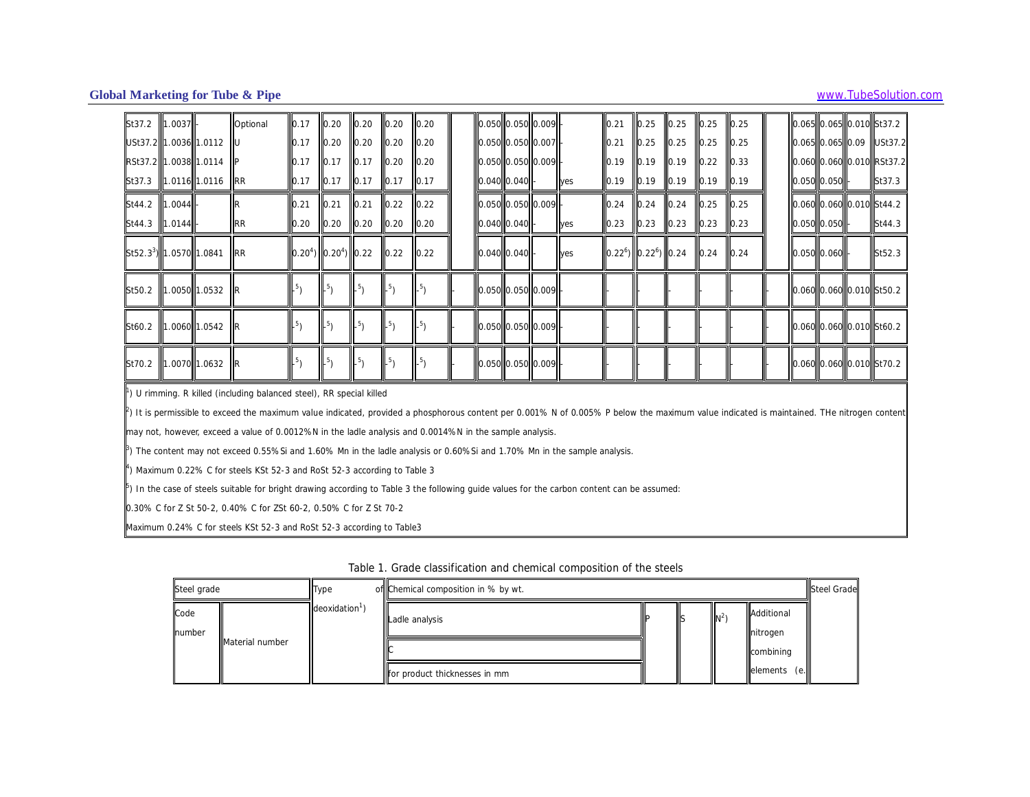Table 1. Grade classification and chemical composition of the steels

| Steel grade | | | Type of deoxidation[1]) | Chemical composition in % by wt. | | | | | | | | | | | | | | | | | | | Steel Grade |
|---|---|---|---|---|---|---|---|---|---|---|---|---|---|---|---|---|---|---|---|---|---|---|---|
| Code number | Material number | | | Ladle analysis | | | | | | P | S | N[2]) | Additional nitrogen combining elements (e. | | | | | | | | | | |
| | | | | C for product thicknesses in mm | | | | | | | | | | | | | | | | | | | |
| St37.2 | 1.0037 | - | Optional | 0.17 | 0.20 | 0.20 | 0.20 | 0.20 | | 0.050 | 0.050 | 0.009 | - | 0.21 | 0.25 | 0.25 | 0.25 | 0.25 | | 0.065 | 0.065 | 0.010 | St37.2 |
| USt37.2 | 1.0036 | 1.0112 | U | 0.17 | 0.20 | 0.20 | 0.20 | 0.20 | | 0.050 | 0.050 | 0.007 | - | 0.21 | 0.25 | 0.25 | 0.25 | 0.25 | | 0.065 | 0.065 | 0.09 | USt37.2 |
| RSt37.2 | 1.0038 | 1.0114 | P | 0.17 | 0.17 | 0.17 | 0.20 | 0.20 | | 0.050 | 0.050 | 0.009 | - | 0.19 | 0.19 | 0.19 | 0.22 | 0.33 | | 0.060 | 0.060 | 0.010 | RSt37.2 |
| St37.3 | 1.0116 | 1.0116 | RR | 0.17 | 0.17 | 0.17 | 0.17 | 0.17 | | 0.040 | 0.040 | - | yes | 0.19 | 0.19 | 0.19 | 0.19 | 0.19 | | 0.050 | 0.050 | - | St37.3 |
| St44.2 | 1.0044 | - | R | 0.21 | 0.21 | 0.21 | 0.22 | 0.22 | | 0.050 | 0.050 | 0.009 | - | 0.24 | 0.24 | 0.24 | 0.25 | 0.25 | | 0.060 | 0.060 | 0.010 | St44.2 |
| St44.3 | 1.0144 | - | RR | 0.20 | 0.20 | 0.20 | 0.20 | 0.20 | | 0.040 | 0.040 | - | yes | 0.23 | 0.23 | 0.23 | 0.23 | 0.23 | | 0.050 | 0.050 | - | St44.3 |
| St52.3[3]) | 1.0570 | 1.0841 | RR | 0.20[4]) | 0.20[4]) | 0.22 | 0.22 | 0.22 | | 0.040 | 0.040 | - | yes | 0.22[6]) | 0.22[6]) | 0.24 | 0.24 | 0.24 | | 0.050 | 0.060 | - | St52.3 |
| St50.2 | 1.0050 | 1.0532 | R | -[5]) | -[5]) | -[5]) | -[5]) | -[5]) | - | 0.050 | 0.050 | 0.009 | - | - | - | - | - | - | - | 0.060 | 0.060 | 0.010 | St50.2 |
| St60.2 | 1.0060 | 1.0542 | R | -[5]) | -[5]) | -[5]) | -[5]) | -[5]) | - | 0.050 | 0.050 | 0.009 | - | - | - | - | - | - | - | 0.060 | 0.060 | 0.010 | St60.2 |
| St70.2 | 1.0070 | 1.0632 | R | -[5]) | -[5]) | -[5]) | -[5]) | -[5]) | - | 0.050 | 0.050 | 0.009 | - | - | - | - | - | - | - | 0.060 | 0.060 | 0.010 | St70.2 |

[1]) U rimming. R killed (including balanced steel), RR special killed

[2]) It is permissible to exceed the maximum value indicated, provided a phosphorous content per 0.001% N of 0.005% P below the maximum value indicated is maintained. THe nitrogen content may not, however, exceed a value of 0.0012% N in the ladle analysis and 0.0014% N in the sample analysis.

[3]) The content may not exceed 0.55% Si and 1.60% Mn in the ladle analysis or 0.60% Si and 1.70% Mn in the sample analysis.

[4]) Maximum 0.22% C for steels KSt 52-3 and RoSt 52-3 according to Table 3

[5]) In the case of steels suitable for bright drawing according to Table 3 the following guide values for the carbon content can be assumed:

0.30% C for Z St 50-2, 0.40% C for ZSt 60-2, 0.50% C for Z St 70-2

Maximum 0.24% C for steels KSt 52-3 and RoSt 52-3 according to Table3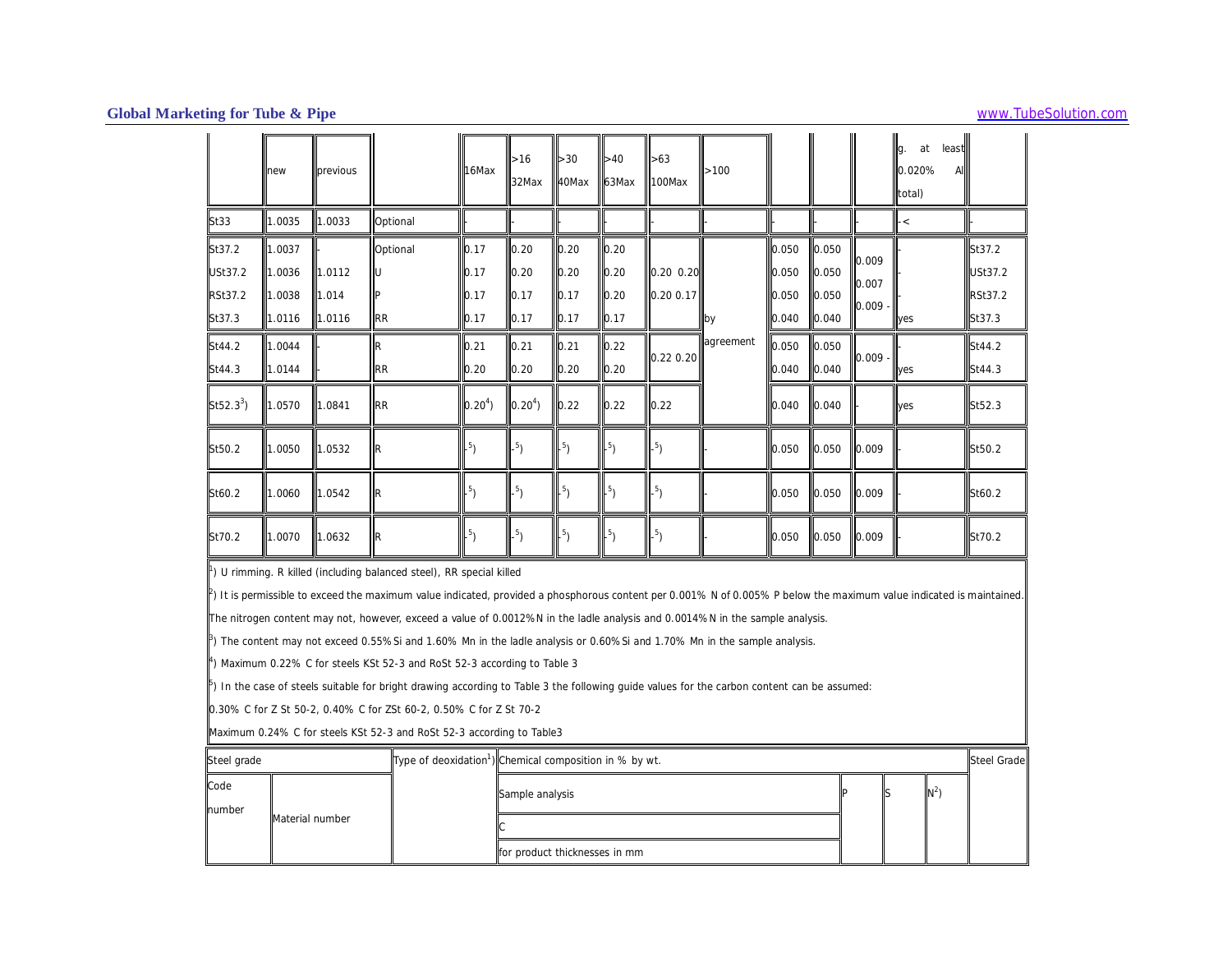|  | new | previous |  | 16Max | >16 32Max | >30 40Max | >40 63Max | >63 100Max | >100 |  |  |  | g. at least 0.020% Al total) |  |
|---|---|---|---|---|---|---|---|---|---|---|---|---|---|---|
| St33 | 1.0035 | 1.0033 | Optional | - | - | - | - | - | - | - | - | - | - < | - |
| St37.2<br>USt37.2<br>RSt37.2<br>St37.3 | 1.0037<br>1.0036<br>1.0038<br>1.0116 | -<br>1.0112<br>1.014<br>1.0116 | Optional<br>U<br>P<br>RR | 0.17<br>0.17<br>0.17<br>0.17 | 0.20<br>0.20<br>0.17<br>0.17 | 0.20<br>0.20<br>0.17<br>0.17 | 0.20<br>0.20<br>0.20<br>0.17 | 0.20 0.20<br>0.20 0.17 | by agreement | 0.050<br>0.050<br>0.050<br>0.040 | 0.050<br>0.050<br>0.050<br>0.040 | 0.009<br>0.007<br>0.009 - | -<br>-<br>-<br>yes | St37.2<br>USt37.2<br>RSt37.2<br>St37.3 |
| St44.2<br>St44.3 | 1.0044<br>1.0144 | -<br>- | R<br>RR | 0.21<br>0.20 | 0.21<br>0.20 | 0.21<br>0.20 | 0.22<br>0.20 | 0.22 0.20 |  | 0.050<br>0.040 | 0.050<br>0.040 | 0.009 - | -<br>yes | St44.2<br>St44.3 |
| St52.3[3]) | 1.0570 | 1.0841 | RR | 0.20[4]) | 0.20[4]) | 0.22 | 0.22 | 0.22 |  | 0.040 | 0.040 | - | yes | St52.3 |
| St50.2 | 1.0050 | 1.0532 | R | -[5]) | -[5]) | -[5]) | -[5]) | -[5]) | - | 0.050 | 0.050 | 0.009 | - | St50.2 |
| St60.2 | 1.0060 | 1.0542 | R | -[5]) | -[5]) | -[5]) | -[5]) | -[5]) | - | 0.050 | 0.050 | 0.009 | - | St60.2 |
| St70.2 | 1.0070 | 1.0632 | R | -[5]) | -[5]) | -[5]) | -[5]) | -[5]) | - | 0.050 | 0.050 | 0.009 | - | St70.2 |

[1]) U rimming. R killed (including balanced steel), RR special killed

[2]) It is permissible to exceed the maximum value indicated, provided a phosphorous content per 0.001% N of 0.005% P below the maximum value indicated is maintained. The nitrogen content may not, however, exceed a value of 0.0012% N in the ladle analysis and 0.0014% N in the sample analysis.

[3]) The content may not exceed 0.55% Si and 1.60% Mn in the ladle analysis or 0.60% Si and 1.70% Mn in the sample analysis.

[4]) Maximum 0.22% C for steels KSt 52-3 and RoSt 52-3 according to Table 3

[5]) In the case of steels suitable for bright drawing according to Table 3 the following guide values for the carbon content can be assumed:

0.30% C for Z St 50-2, 0.40% C for ZSt 60-2, 0.50% C for Z St 70-2

Maximum 0.24% C for steels KSt 52-3 and RoSt 52-3 according to Table3

| Steel grade |  | Type of deoxidation[1]) | Chemical composition in % by wt. |  |  |  | Steel Grade |
|---|---|---|---|---|---|---|---|
| Code number | Material number |  | Sample analysis | P | S | N[2]) |  |
|  |  |  | C |  |  |  |  |
|  |  |  | for product thicknesses in mm |  |  |  |  |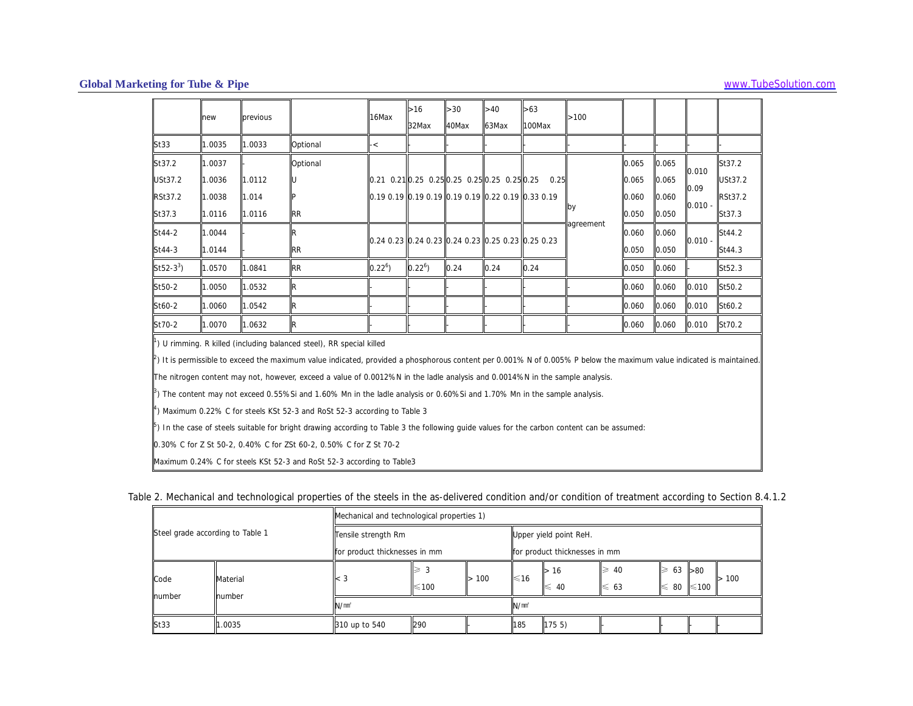| | new | previous | | 16Max | >16 32Max | >30 40Max | >40 63Max | >63 100Max | >100 | | | | |
|---|---|---|---|---|---|---|---|---|---|---|---|---|---|
| St33 | 1.0035 | 1.0033 | Optional | - < | - | - | - | - | - | - | - | - | - |
| St37.2<br>USt37.2<br>RSt37.2<br>St37.3 | 1.0037<br>1.0036<br>1.0038<br>1.0116 | -<br>1.0112<br>1.014<br>1.0116 | Optional<br>U<br>P<br>RR | 0.21 0.21<br>0.19 0.19 | 0.25 0.25<br>0.19 0.19 | 0.25 0.25<br>0.19 0.19 | 0.25 0.25<br>0.22 0.19 | 0.25 0.25<br>0.33 0.19 | by agreement | 0.065<br>0.065<br>0.060<br>0.050 | 0.065<br>0.065<br>0.060<br>0.050 | 0.010<br>0.09<br>0.010 - | St37.2<br>USt37.2<br>RSt37.2<br>St37.3 |
| St44-2<br>St44-3 | 1.0044<br>1.0144 | -<br>- | R<br>RR | 0.24 0.23 | 0.24 0.23 | 0.24 0.23 | 0.25 0.23 | 0.25 0.23 | | 0.060<br>0.050 | 0.060<br>0.050 | 0.010 - | St44.2<br>St44.3 |
| St52-3[3]) | 1.0570 | 1.0841 | RR | 0.22[6]) | 0.22[6]) | 0.24 | 0.24 | 0.24 | | 0.050 | 0.060 | - | St52.3 |
| St50-2 | 1.0050 | 1.0532 | R | - | - | - | - | - | - | 0.060 | 0.060 | 0.010 | St50.2 |
| St60-2 | 1.0060 | 1.0542 | R | - | - | - | - | - | - | 0.060 | 0.060 | 0.010 | St60.2 |
| St70-2 | 1.0070 | 1.0632 | R | - | - | - | - | - | - | 0.060 | 0.060 | 0.010 | St70.2 |

[1]) U rimming. R killed (including balanced steel), RR special killed

[2]) It is permissible to exceed the maximum value indicated, provided a phosphorous content per 0.001% N of 0.005% P below the maximum value indicated is maintained. The nitrogen content may not, however, exceed a value of 0.0012% N in the ladle analysis and 0.0014% N in the sample analysis.

[3]) The content may not exceed 0.55% Si and 1.60% Mn in the ladle analysis or 0.60% Si and 1.70% Mn in the sample analysis.

[4]) Maximum 0.22% C for steels KSt 52-3 and RoSt 52-3 according to Table 3

[5]) In the case of steels suitable for bright drawing according to Table 3 the following guide values for the carbon content can be assumed:

0.30% C for Z St 50-2, 0.40% C for ZSt 60-2, 0.50% C for Z St 70-2

Maximum 0.24% C for steels KSt 52-3 and RoSt 52-3 according to Table3

Table 2. Mechanical and technological properties of the steels in the as-delivered condition and/or condition of treatment according to Section 8.4.1.2

| Steel grade according to Table 1 | | Mechanical and technological properties 1) | | | | | | | | |
|---|---|---|---|---|---|---|---|---|---|---|
| | | Tensile strength Rm for product thicknesses in mm | | | Upper yield point ReH. for product thicknesses in mm | | | | | |
| Code number | Material number | < 3 | ≥ 3 ≤100 | > 100 | ≤16 | > 16 ≤ 40 | ≥ 40 ≤ 63 | ≥ 63 ≤ 80 | >80 ≤100 | > 100 |
| | | N/㎟ | | | N/㎟ | | | | | |
| St33 | 1.0035 | 310 up to 540 | 290 | - | 185 | 175 5) | - | - | - | - |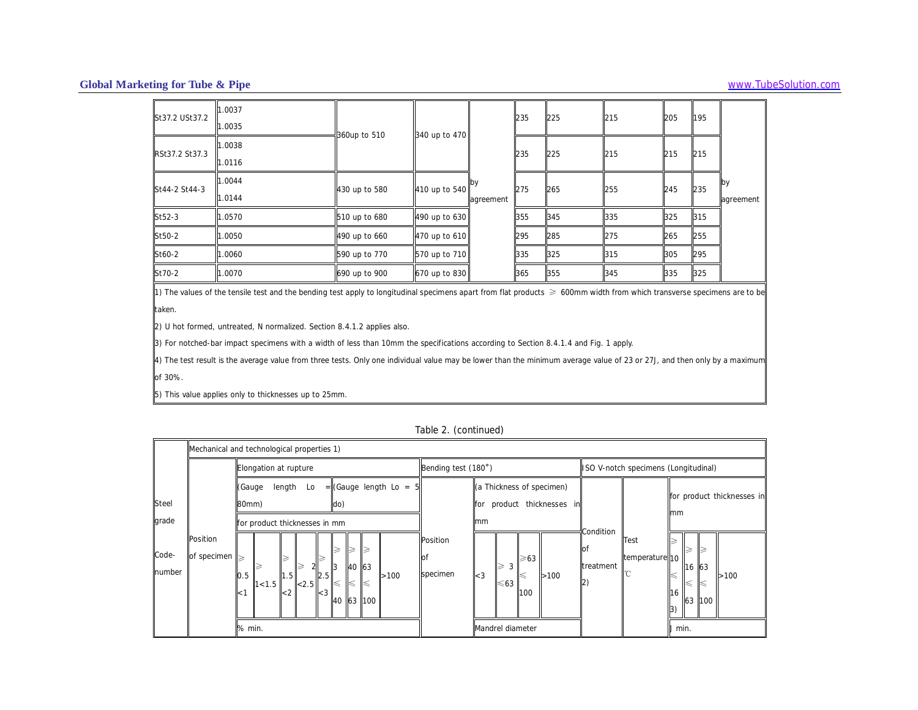| St37.2 USt37.2 | 1.0037<br>1.0035 | 360up to 510 | 340 up to 470 | by agreement | 235 | 225 | 215 | 205 | 195 | by agreement |
|---|---|---|---|---|---|---|---|---|---|---|
| RSt37.2 St37.3 | 1.0038<br>1.0116 | | | | 235 | 225 | 215 | 215 | 215 | |
| St44-2 St44-3 | 1.0044<br>1.0144 | 430 up to 580 | 410 up to 540 | | 275 | 265 | 255 | 245 | 235 | |
| St52-3 | 1.0570 | 510 up to 680 | 490 up to 630 | | 355 | 345 | 335 | 325 | 315 | |
| St50-2 | 1.0050 | 490 up to 660 | 470 up to 610 | | 295 | 285 | 275 | 265 | 255 | |
| St60-2 | 1.0060 | 590 up to 770 | 570 up to 710 | | 335 | 325 | 315 | 305 | 295 | |
| St70-2 | 1.0070 | 690 up to 900 | 670 up to 830 | | 365 | 355 | 345 | 335 | 325 | |

1) The values of the tensile test and the bending test apply to longitudinal specimens apart from flat products ≥ 600mm width from which transverse specimens are to be taken.

2) U hot formed, untreated, N normalized. Section 8.4.1.2 applies also.

3) For notched-bar impact specimens with a width of less than 10mm the specifications according to Section 8.4.1.4 and Fig. 1 apply.

4) The test result is the average value from three tests. Only one individual value may be lower than the minimum average value of 23 or 27J, and then only by a maximum of 30%.

5) This value applies only to thicknesses up to 25mm.

Table 2. (continued)

| Steel grade Code-number | Mechanical and technological properties 1) | | | | | | | | | | | | | | | | | | | | |
|---|---|---|---|---|---|---|---|---|---|---|---|---|---|---|---|---|---|---|---|---|---|
| | Position of specimen | Elongation at rupture | | | | | | | | | Bending test (180°) | | | | | ISO V-notch specimens (Longitudinal) | | | | | |
| | | (Gauge length Lo = 80mm) | | | | | (Gauge length Lo = 5 do) | | | | Position of specimen | (a Thickness of specimen) for product thicknesses in mm | | | | Condition of treatment 2) | Test temperature ℃ | for product thicknesses in mm | | | |
| | | for product thicknesses in mm | | | | | | | | | | | | | | | | | | | |
| | | ≥ 0.5 <1 | ≥ 1<1.5 | ≥ 1.5 <2 | ≥ 2 <2.5 | ≥ 2.5 <3 | ≥ 3 ≤ 40 | ≥ 40 ≤ 63 | ≥ 63 ≤ 100 | >100 | | <3 | ≥ 3 ≤63 | ≥63 ≤ 100 | >100 | | | ≥ 10 ≤ 16 3) | ≥ 16 ≤ 63 | ≥ 63 ≤ 100 | >100 |
| | | % min. | | | | | | | | | | Mandrel diameter | | | | | | J min. | | | |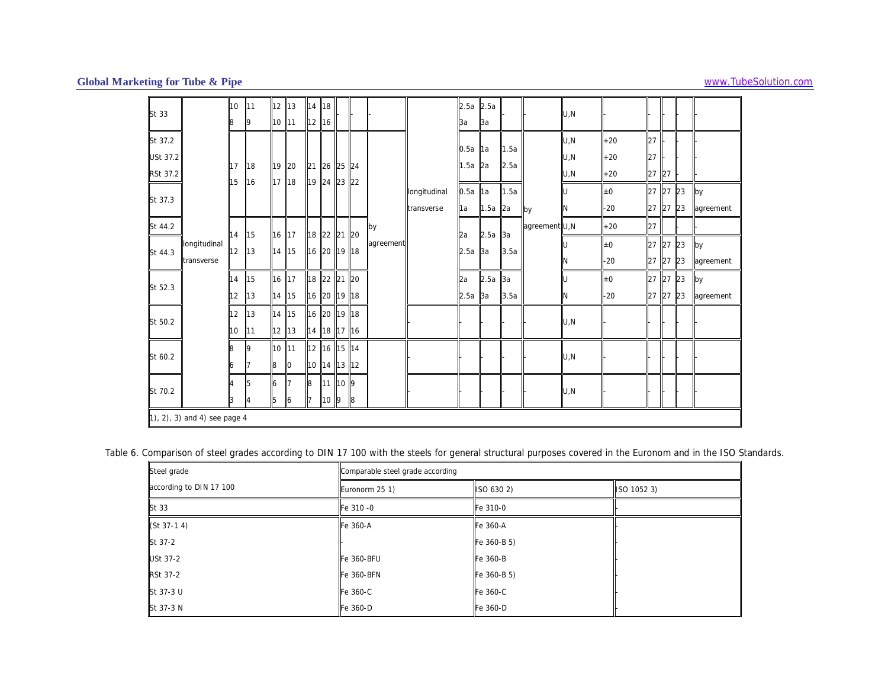| | | | | | | | | | | | | | | | | | | | | | | |
|---|---|---|---|---|---|---|---|---|---|---|---|---|---|---|---|---|---|---|---|---|---|---|
| St 33 | | 10<br>8 | 11<br>9 | 12<br>10 | 13<br>11 | 14<br>12 | 18<br>16 | - | - | - | | | 2.5a<br>3a | 2.5a<br>3a | - | - | U,N | - | - | - | - | - |
| St 37.2<br>USt 37.2<br>RSt 37.2 | | 17<br>15 | 18<br>16 | 19<br>17 | 20<br>18 | 21<br>19 | 26<br>24 | 25<br>23 | 24<br>22 | | | | 0.5a<br>1.5a | 1a<br>2a | 1.5a<br>2.5a | | U,N<br>U,N<br>U,N | +20<br>+20<br>+20 | 27<br>27<br>27 | -<br>-<br>27 | -<br>-<br>- | -<br>-<br>- |
| St 37.3 | | | | | | | | | | | | longitudinal<br>transverse | 0.5a<br>1a | 1a<br>1.5a | 1.5a<br>2a | by | U<br>N | ±0<br>-20 | 27<br>27 | 27<br>27 | 23<br>23 | by<br>agreement |
| St 44.2 | | 14<br>12 | 15<br>13 | 16<br>14 | 17<br>15 | 18<br>16 | 22<br>20 | 21<br>19 | 20<br>18 | by<br>agreement | | | 2a<br>2.5a | 2.5a<br>3a | 3a<br>3.5a | agreement | U,N | +20 | 27 | | - | - |
| St 44.3 | longitudinal<br>transverse | | | | | | | | | | | | | | | | U<br>N | ±0<br>-20 | 27<br>27 | 27<br>27 | 23<br>23 | by<br>agreement |
| St 52.3 | | 14<br>12 | 15<br>13 | 16<br>14 | 17<br>15 | 18<br>16 | 22<br>20 | 21<br>19 | 20<br>18 | | | | 2a<br>2.5a | 2.5a<br>3a | 3a<br>3.5a | | U<br>N | ±0<br>-20 | 27<br>27 | 27<br>27 | 23<br>23 | by<br>agreement |
| St 50.2 | | 12<br>10 | 13<br>11 | 14<br>12 | 15<br>13 | 16<br>14 | 20<br>18 | 19<br>17 | 18<br>16 | | | - | - | - | - | - | U,N | - | - | - | | - |
| St 60.2 | | 8<br>6 | 9<br>7 | 10<br>8 | 11<br>0 | 12<br>10 | 16<br>14 | 15<br>13 | 14<br>12 | | | - | | - | - | - | U,N | - | - | - | | - |
| St 70.2 | | 4<br>3 | 5<br>4 | 6<br>5 | 7<br>6 | 8<br>7 | 11<br>10 | 10<br>9 | 9<br>8 | | | - | - | - | - | - | U,N | - | - | - | - | - |
| 1), 2), 3) and 4) see page 4 | | | | | | | | | | | | | | | | | | | | | | |

Table 6. Comparison of steel grades according to DIN 17 100 with the steels for general structural purposes covered in the Euronom and in the ISO Standards.

| Steel grade according to DIN 17 100 | Comparable steel grade according | | |
|---|---|---|---|
| | Euronorm 25 1) | ISO 630 2) | ISO 1052 3) |
| St 33 | Fe 310 -0 | Fe 310-0 | - |
| (St 37-1 4) | Fe 360-A | Fe 360-A | - |
| St 37-2 | - | Fe 360-B 5) | - |
| USt 37-2 | Fe 360-BFU | Fe 360-B | - |
| RSt 37-2 | Fe 360-BFN | Fe 360-B 5) | - |
| St 37-3 U | Fe 360-C | Fe 360-C | - |
| St 37-3 N | Fe 360-D | Fe 360-D | - |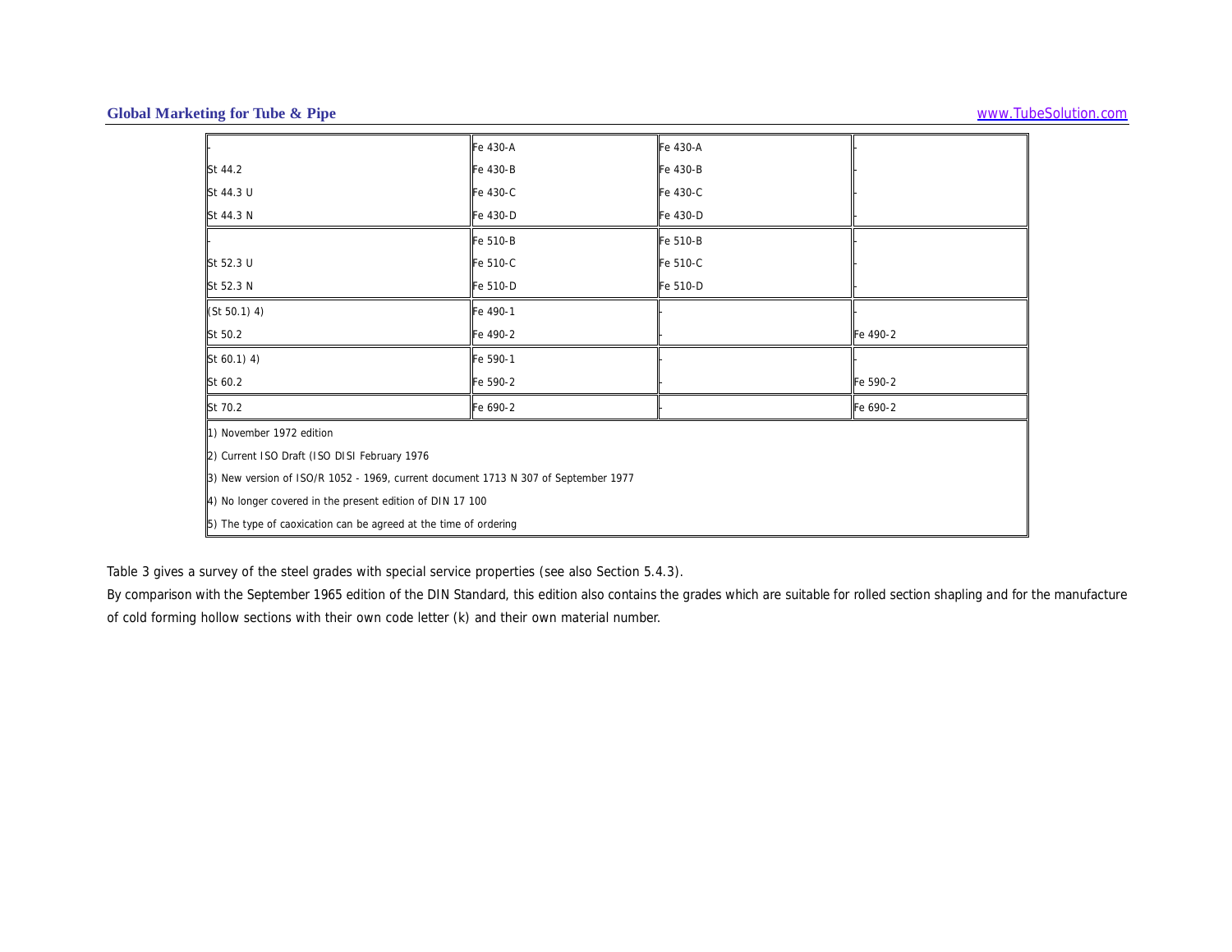| | | | |
|---|---|---|---|
| - | Fe 430-A | Fe 430-A | - |
| St 44.2 | Fe 430-B | Fe 430-B | - |
| St 44.3 U | Fe 430-C | Fe 430-C | - |
| St 44.3 N | Fe 430-D | Fe 430-D | - |
| - | Fe 510-B | Fe 510-B | - |
| St 52.3 U | Fe 510-C | Fe 510-C | - |
| St 52.3 N | Fe 510-D | Fe 510-D | - |
| (St 50.1) 4) | Fe 490-1 | - | - |
| St 50.2 | Fe 490-2 | - | Fe 490-2 |
| St 60.1) 4) | Fe 590-1 | - | - |
| St 60.2 | Fe 590-2 | - | Fe 590-2 |
| St 70.2 | Fe 690-2 | - | Fe 690-2 |

1) November 1972 edition

2) Current ISO Draft (ISO DISI February 1976

3) New version of ISO/R 1052 - 1969, current document 1713 N 307 of September 1977

4) No longer covered in the present edition of DIN 17 100

5) The type of caoxication can be agreed at the time of ordering

Table 3 gives a survey of the steel grades with special service properties (see also Section 5.4.3).

By comparison with the September 1965 edition of the DIN Standard, this edition also contains the grades which are suitable for rolled section shapling and for the manufacture of cold forming hollow sections with their own code letter (k) and their own material number.